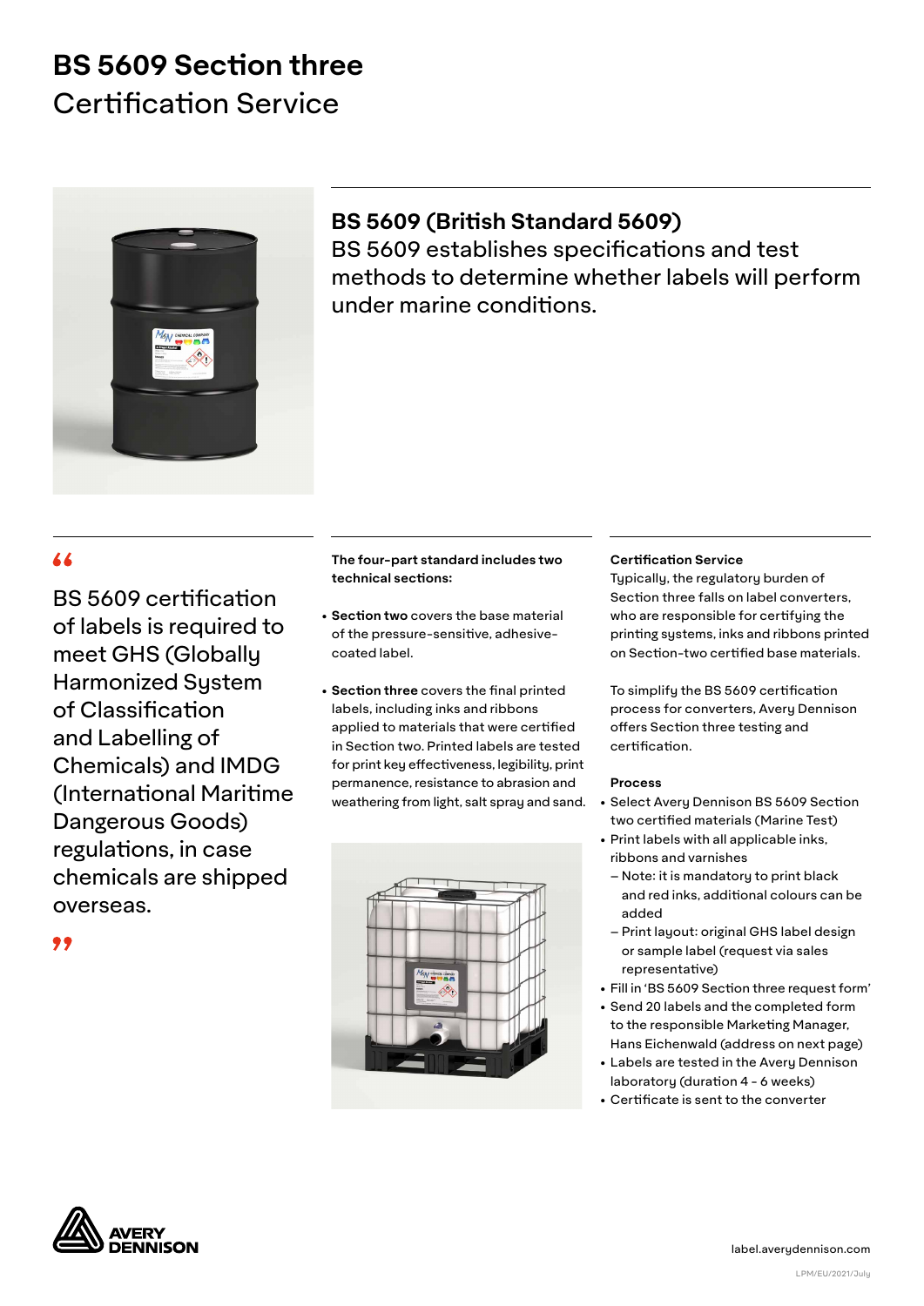# BS 5609 Section three

Certification Service

## BS 5609 (British Standard 5609)

BS 5609 establishes specifications and test methods to determine whether labels will perform under marine conditions.

> BS 5609 certification of labels is required to meet GHS (Globally Harmonized System of Classification and Labelling of Chemicals) and IMDG (International Maritime Dangerous Goods) regulations, in case chemicals are shipped overseas.

**The four-part standard includes two technical sections:**

- **Section two** covers the base material of the pressure-sensitive, adhesive-coated label.
- **Section three** covers the final printed labels, including inks and ribbons applied to materials that were certified in Section two. Printed labels are tested for print key effectiveness, legibility, print permanence, resistance to abrasion and weathering from light, salt spray and sand.

**Certification Service**

Typically, the regulatory burden of Section three falls on label converters, who are responsible for certifying the printing systems, inks and ribbons printed on Section-two certified base materials.

To simplify the BS 5609 certification process for converters, Avery Dennison offers Section three testing and certification.

**Process**

- Select Avery Dennison BS 5609 Section two certified materials (Marine Test)
- Print labels with all applicable inks, ribbons and varnishes
  - Note: it is mandatory to print black and red inks, additional colours can be added
  - Print layout: original GHS label design or sample label (request via sales representative)
- Fill in 'BS 5609 Section three request form'
- Send 20 labels and the completed form to the responsible Marketing Manager, Hans Eichenwald (address on next page)
- Labels are tested in the Avery Dennison laboratory (duration 4 - 6 weeks)
- Certificate is sent to the converter

AVERY DENNISON

label.averydennison.com

LPM/EU/2021/July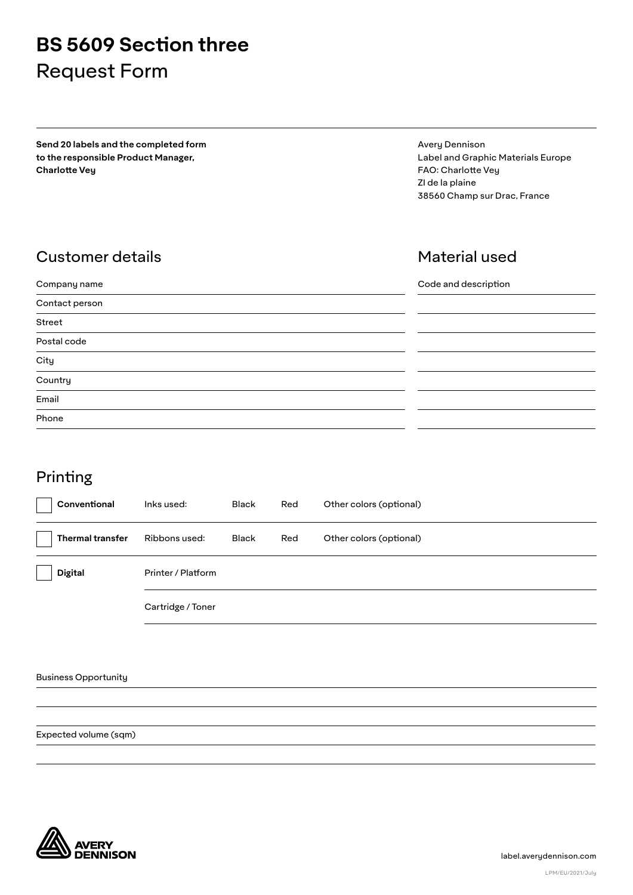# BS 5609 Section three

Request Form

**Send 20 labels and the completed form to the responsible Product Manager, Charlotte Vey**

Avery Dennison
Label and Graphic Materials Europe
FAO: Charlotte Vey
ZI de la plaine
38560 Champ sur Drac, France

## Customer details

Company name

Contact person

Street

Postal code

City

Country

Email

Phone

## Material used

Code and description

## Printing

| | | | | | |
|---|---|---|---|---|---|
| ☐ **Conventional** | Inks used: | Black | Red | Other colors (optional) | |
| ☐ **Thermal transfer** | Ribbons used: | Black | Red | Other colors (optional) | |
| ☐ **Digital** | Printer / Platform | | | | |
| | Cartridge / Toner | | | | |

Business Opportunity

Expected volume (sqm)

label.averydennison.com

LPM/EU/2021/July